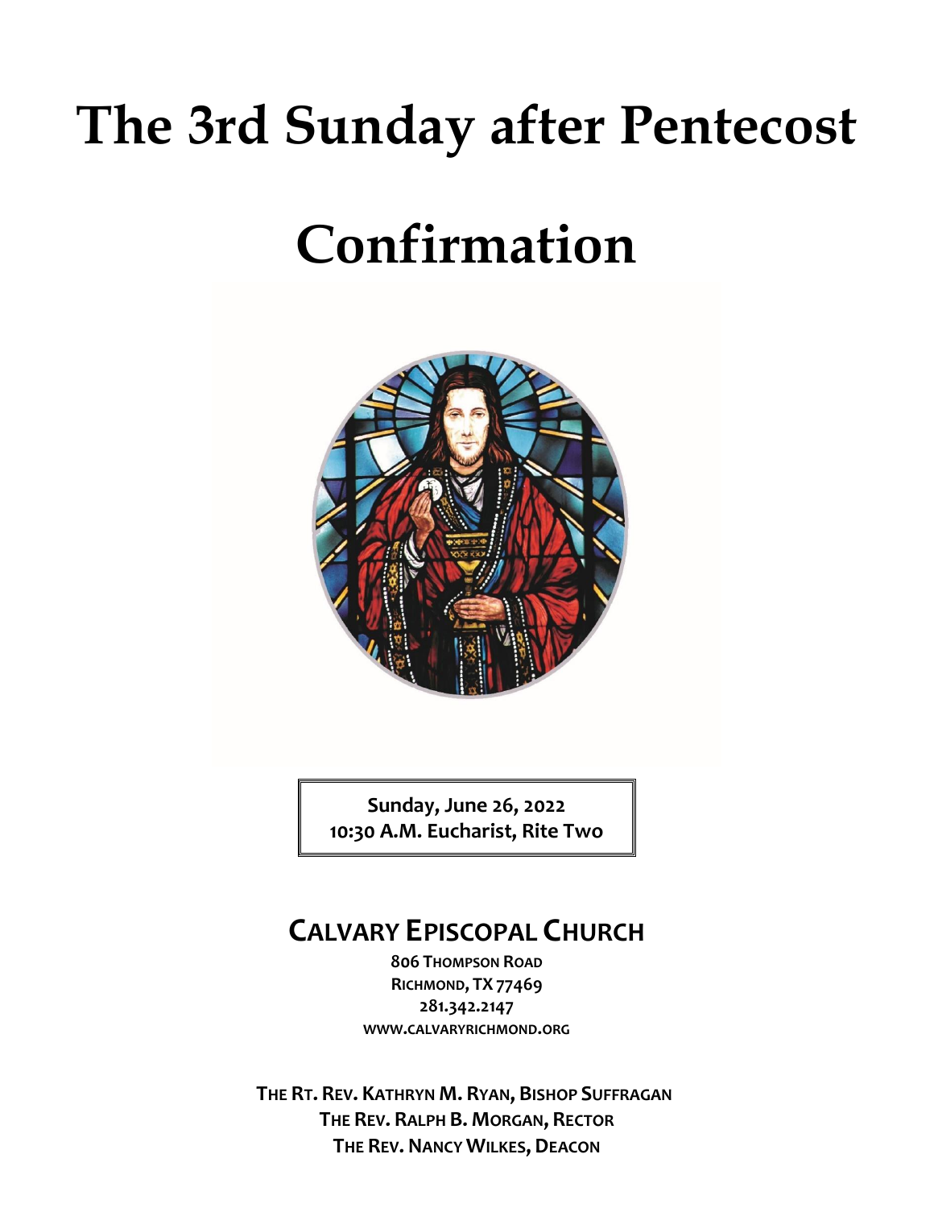# The 3rd Sunday after Pentecost

# Confirmation

**Sunday, June 26, 2022**
**10:30 A.M. Eucharist, Rite Two**

## CALVARY EPISCOPAL CHURCH

**806 THOMPSON ROAD**
**RICHMOND, TX 77469**
**281.342.2147**
**WWW.CALVARYRICHMOND.ORG**

**THE RT. REV. KATHRYN M. RYAN, BISHOP SUFFRAGAN**
**THE REV. RALPH B. MORGAN, RECTOR**
**THE REV. NANCY WILKES, DEACON**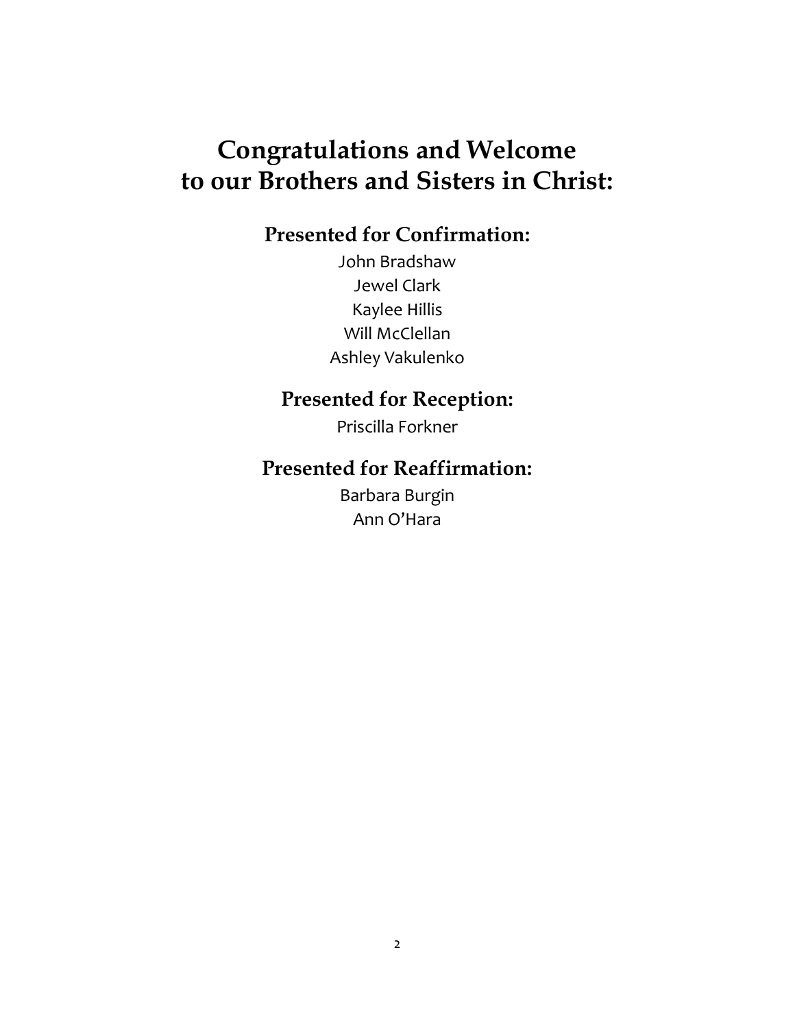# Congratulations and Welcome to our Brothers and Sisters in Christ:

## Presented for Confirmation:

John Bradshaw
Jewel Clark
Kaylee Hillis
Will McClellan
Ashley Vakulenko

## Presented for Reception:

Priscilla Forkner

## Presented for Reaffirmation:

Barbara Burgin
Ann O'Hara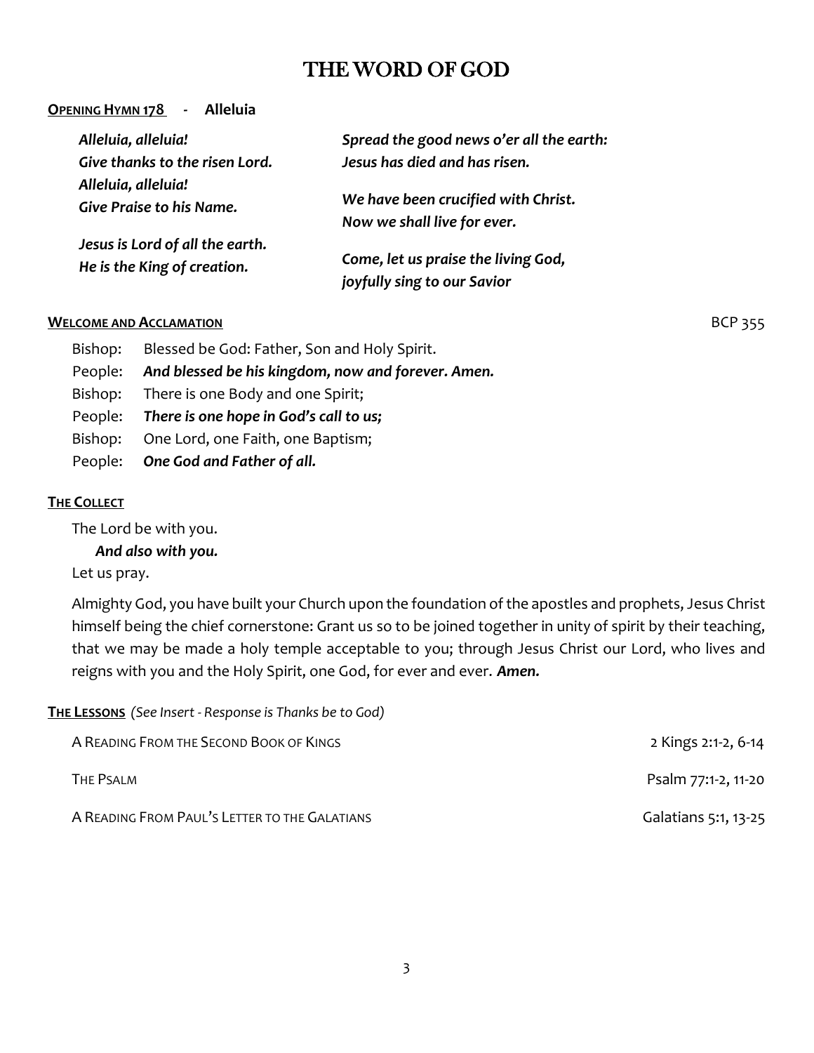# THE WORD OF GOD

**OPENING HYMN 178 - Alleluia**

*Alleluia, alleluia!*
*Give thanks to the risen Lord.*
*Alleluia, alleluia!*
*Give Praise to his Name.*

*Jesus is Lord of all the earth.*
*He is the King of creation.*

*Spread the good news o'er all the earth:*
*Jesus has died and has risen.*

*We have been crucified with Christ.*
*Now we shall live for ever.*

*Come, let us praise the living God,*
*joyfully sing to our Savior*

**WELCOME AND ACCLAMATION** BCP 355

Bishop: Blessed be God: Father, Son and Holy Spirit.
People: ***And blessed be his kingdom, now and forever. Amen.***
Bishop: There is one Body and one Spirit;
People: ***There is one hope in God's call to us;***
Bishop: One Lord, one Faith, one Baptism;
People: ***One God and Father of all.***

**THE COLLECT**

The Lord be with you.
***And also with you.***
Let us pray.

Almighty God, you have built your Church upon the foundation of the apostles and prophets, Jesus Christ himself being the chief cornerstone: Grant us so to be joined together in unity of spirit by their teaching, that we may be made a holy temple acceptable to you; through Jesus Christ our Lord, who lives and reigns with you and the Holy Spirit, one God, for ever and ever. ***Amen.***

**THE LESSONS** *(See Insert - Response is Thanks be to God)*

A READING FROM THE SECOND BOOK OF KINGS — 2 Kings 2:1-2, 6-14

THE PSALM — Psalm 77:1-2, 11-20

A READING FROM PAUL'S LETTER TO THE GALATIANS — Galatians 5:1, 13-25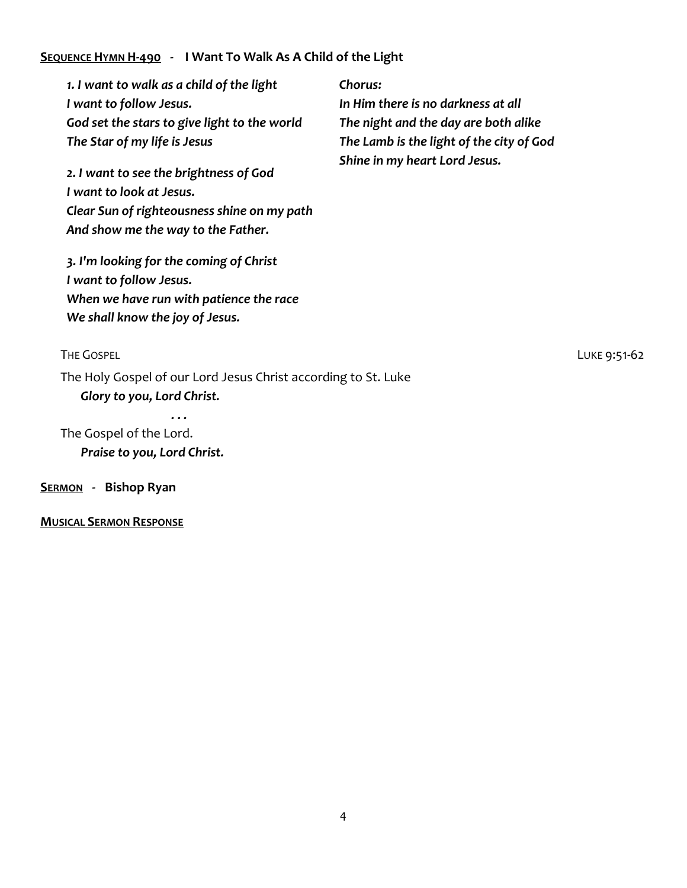**<u>Sequence Hymn H-490</u> - I Want To Walk As A Child of the Light**

***1. I want to walk as a child of the light***
***I want to follow Jesus.***
***God set the stars to give light to the world***
***The Star of my life is Jesus***

***Chorus:***
***In Him there is no darkness at all***
***The night and the day are both alike***
***The Lamb is the light of the city of God***
***Shine in my heart Lord Jesus.***

***2. I want to see the brightness of God***
***I want to look at Jesus.***
***Clear Sun of righteousness shine on my path***
***And show me the way to the Father.***

***3. I'm looking for the coming of Christ***
***I want to follow Jesus.***
***When we have run with patience the race***
***We shall know the joy of Jesus.***

The Gospel — Luke 9:51-62

The Holy Gospel of our Lord Jesus Christ according to St. Luke
***Glory to you, Lord Christ.***

***. . .***

The Gospel of the Lord.
***Praise to you, Lord Christ.***

**<u>Sermon</u> - Bishop Ryan**

**<u>Musical Sermon Response</u>**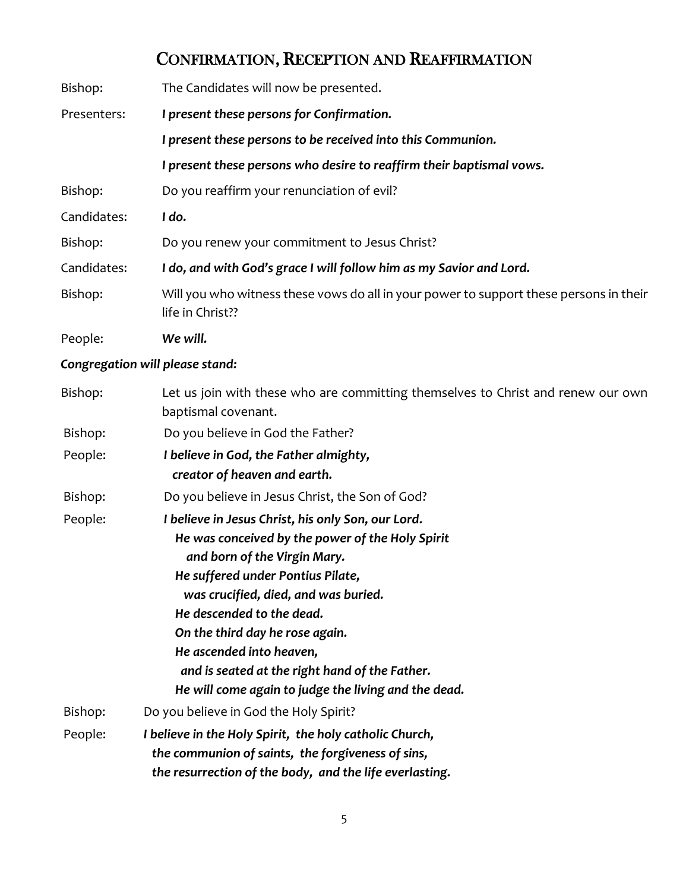# Confirmation, Reception and Reaffirmation

Bishop: The Candidates will now be presented.

Presenters: ***I present these persons for Confirmation.***

***I present these persons to be received into this Communion.***

***I present these persons who desire to reaffirm their baptismal vows.***

Bishop: Do you reaffirm your renunciation of evil?

Candidates: ***I do.***

Bishop: Do you renew your commitment to Jesus Christ?

Candidates: ***I do, and with God's grace I will follow him as my Savior and Lord.***

Bishop: Will you who witness these vows do all in your power to support these persons in their life in Christ??

People: ***We will.***

***Congregation will please stand:***

Bishop: Let us join with these who are committing themselves to Christ and renew our own baptismal covenant.

Bishop: Do you believe in God the Father?

People: ***I believe in God, the Father almighty,***
***creator of heaven and earth.***

Bishop: Do you believe in Jesus Christ, the Son of God?

People: ***I believe in Jesus Christ, his only Son, our Lord.***
***He was conceived by the power of the Holy Spirit***
***and born of the Virgin Mary.***
***He suffered under Pontius Pilate,***
***was crucified, died, and was buried.***
***He descended to the dead.***
***On the third day he rose again.***
***He ascended into heaven,***
***and is seated at the right hand of the Father.***
***He will come again to judge the living and the dead.***

Bishop: Do you believe in God the Holy Spirit?

People: ***I believe in the Holy Spirit, the holy catholic Church,***
***the communion of saints, the forgiveness of sins,***
***the resurrection of the body, and the life everlasting.***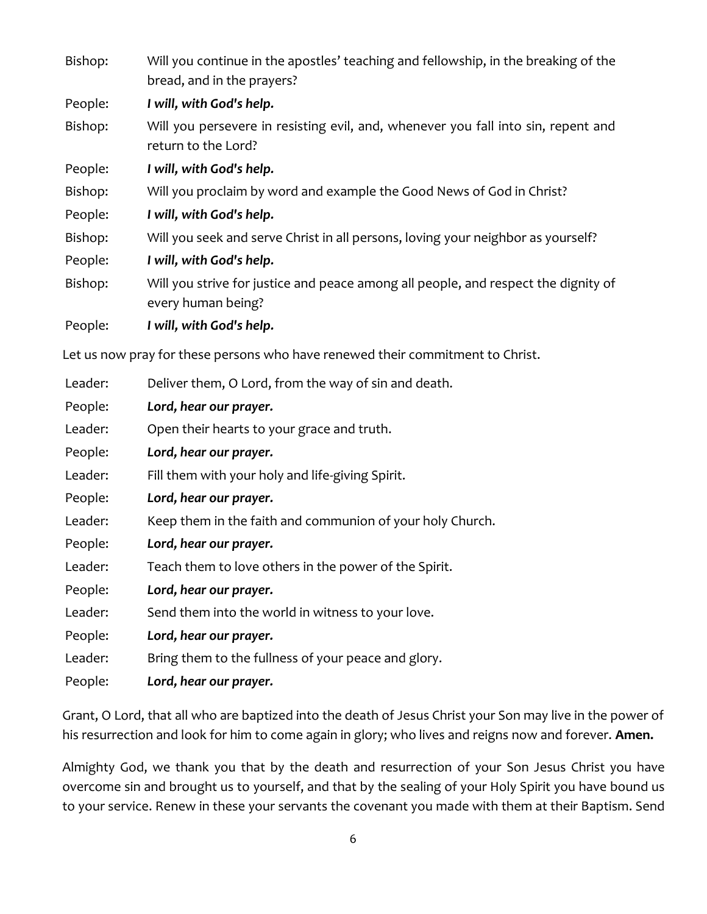Bishop: Will you continue in the apostles' teaching and fellowship, in the breaking of the bread, and in the prayers?

People: ***I will, with God's help.***

Bishop: Will you persevere in resisting evil, and, whenever you fall into sin, repent and return to the Lord?

People: ***I will, with God's help.***

Bishop: Will you proclaim by word and example the Good News of God in Christ?

People: ***I will, with God's help.***

Bishop: Will you seek and serve Christ in all persons, loving your neighbor as yourself?

People: ***I will, with God's help.***

Bishop: Will you strive for justice and peace among all people, and respect the dignity of every human being?

People: ***I will, with God's help.***

Let us now pray for these persons who have renewed their commitment to Christ.

Leader: Deliver them, O Lord, from the way of sin and death.

People: ***Lord, hear our prayer.***

Leader: Open their hearts to your grace and truth.

People: ***Lord, hear our prayer.***

Leader: Fill them with your holy and life-giving Spirit.

People: ***Lord, hear our prayer.***

Leader: Keep them in the faith and communion of your holy Church.

People: ***Lord, hear our prayer.***

Leader: Teach them to love others in the power of the Spirit.

People: ***Lord, hear our prayer.***

Leader: Send them into the world in witness to your love.

People: ***Lord, hear our prayer.***

Leader: Bring them to the fullness of your peace and glory.

People: ***Lord, hear our prayer.***

Grant, O Lord, that all who are baptized into the death of Jesus Christ your Son may live in the power of his resurrection and look for him to come again in glory; who lives and reigns now and forever. **Amen.**

Almighty God, we thank you that by the death and resurrection of your Son Jesus Christ you have overcome sin and brought us to yourself, and that by the sealing of your Holy Spirit you have bound us to your service. Renew in these your servants the covenant you made with them at their Baptism. Send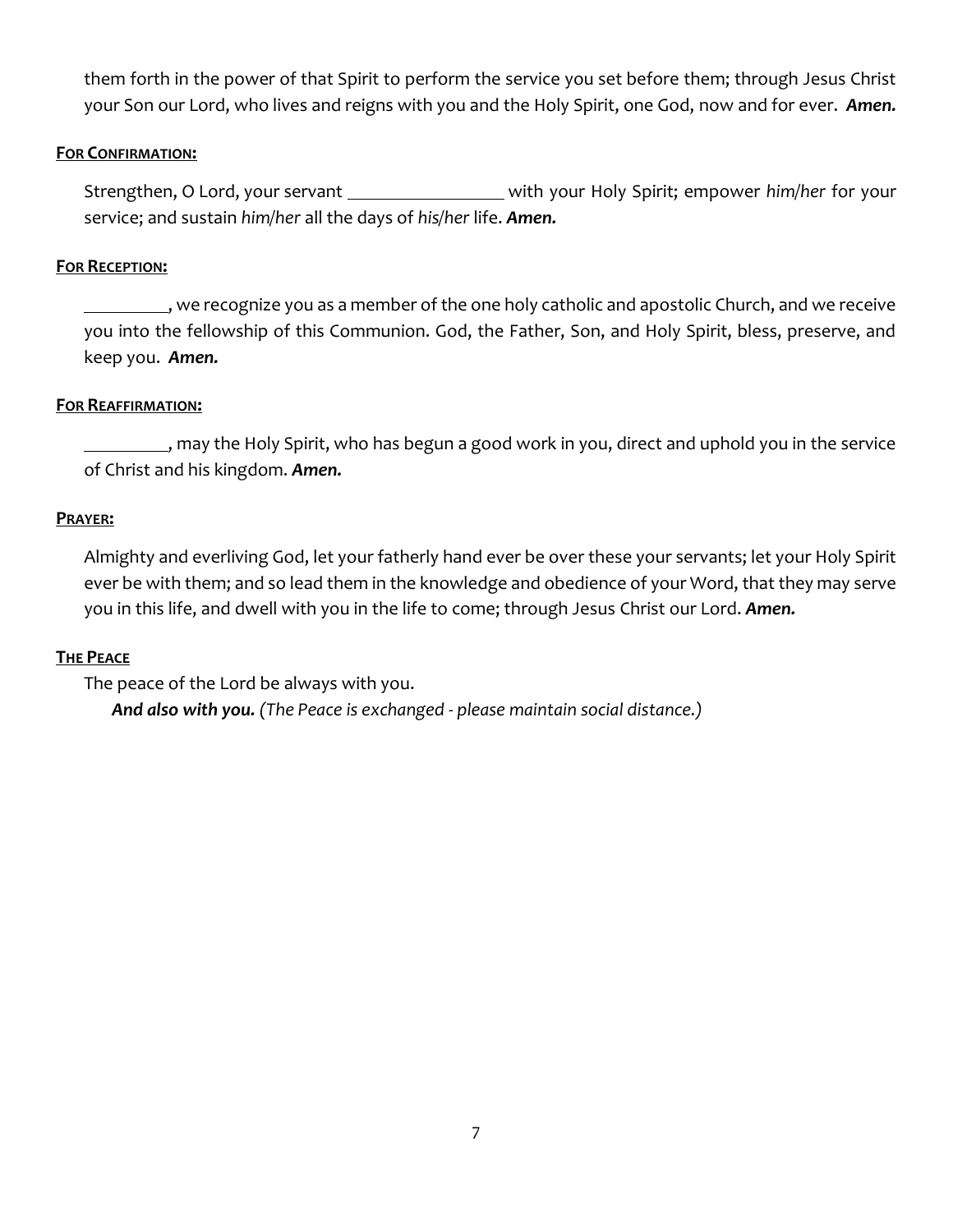them forth in the power of that Spirit to perform the service you set before them; through Jesus Christ your Son our Lord, who lives and reigns with you and the Holy Spirit, one God, now and for ever. ***Amen.***

**FOR CONFIRMATION:**

Strengthen, O Lord, your servant \_\_\_\_\_\_\_\_\_\_\_\_\_\_\_\_\_ with your Holy Spirit; empower *him/her* for your service; and sustain *him/her* all the days of *his/her* life. ***Amen.***

**FOR RECEPTION:**

\_\_\_\_\_\_\_\_\_, we recognize you as a member of the one holy catholic and apostolic Church, and we receive you into the fellowship of this Communion. God, the Father, Son, and Holy Spirit, bless, preserve, and keep you. ***Amen.***

**FOR REAFFIRMATION:**

\_\_\_\_\_\_\_\_\_, may the Holy Spirit, who has begun a good work in you, direct and uphold you in the service of Christ and his kingdom. ***Amen.***

**PRAYER:**

Almighty and everliving God, let your fatherly hand ever be over these your servants; let your Holy Spirit ever be with them; and so lead them in the knowledge and obedience of your Word, that they may serve you in this life, and dwell with you in the life to come; through Jesus Christ our Lord. ***Amen.***

**THE PEACE**

The peace of the Lord be always with you.

***And also with you.*** *(The Peace is exchanged - please maintain social distance.)*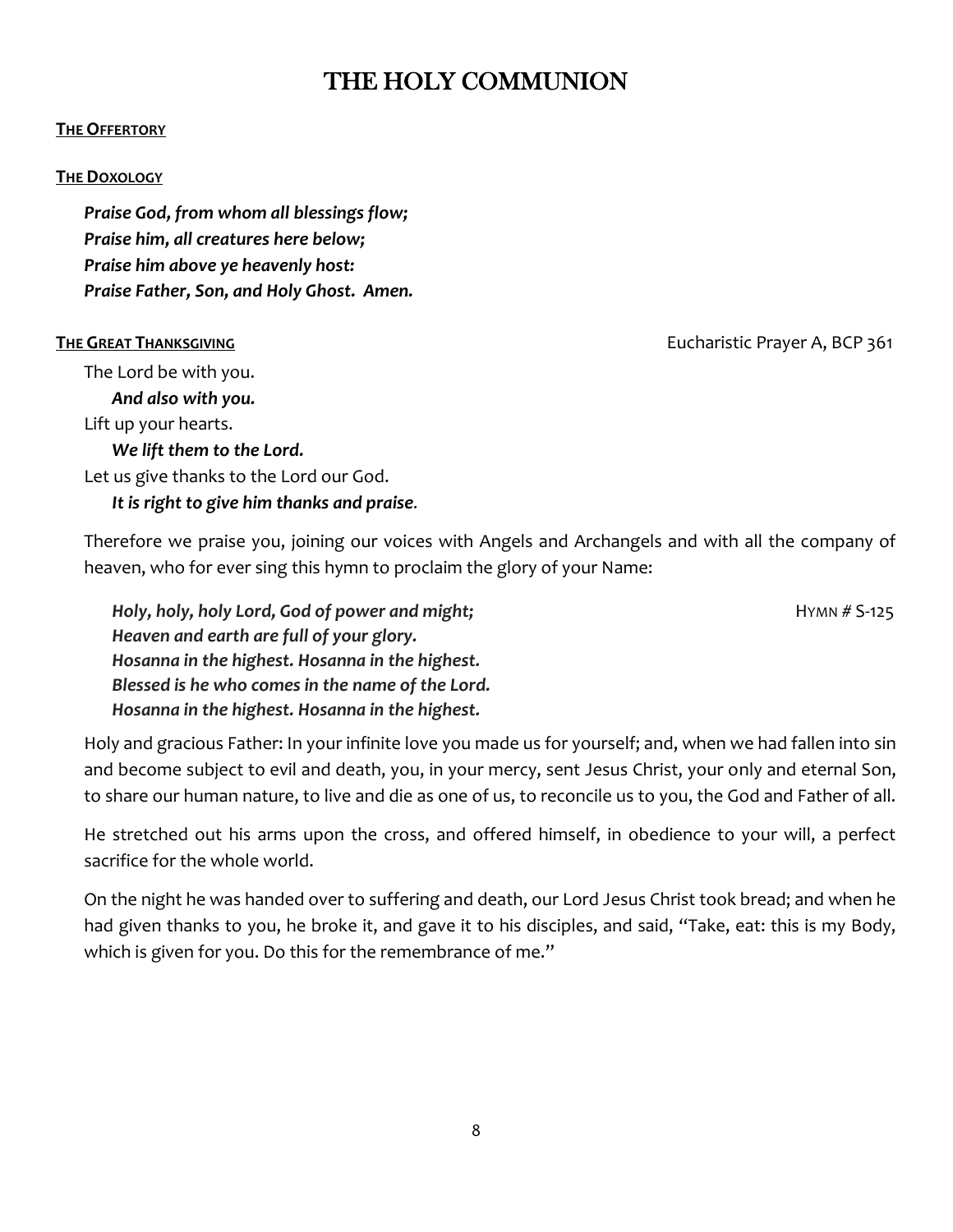# THE HOLY COMMUNION

**THE OFFERTORY**

**THE DOXOLOGY**

***Praise God, from whom all blessings flow;***
***Praise him, all creatures here below;***
***Praise him above ye heavenly host:***
***Praise Father, Son, and Holy Ghost. Amen.***

**THE GREAT THANKSGIVING** Eucharistic Prayer A, BCP 361

The Lord be with you.
***And also with you.***
Lift up your hearts.
***We lift them to the Lord.***
Let us give thanks to the Lord our God.
***It is right to give him thanks and praise.***

Therefore we praise you, joining our voices with Angels and Archangels and with all the company of heaven, who for ever sing this hymn to proclaim the glory of your Name:

***Holy, holy, holy Lord, God of power and might;*** HYMN # S-125
***Heaven and earth are full of your glory.***
***Hosanna in the highest. Hosanna in the highest.***
***Blessed is he who comes in the name of the Lord.***
***Hosanna in the highest. Hosanna in the highest.***

Holy and gracious Father: In your infinite love you made us for yourself; and, when we had fallen into sin and become subject to evil and death, you, in your mercy, sent Jesus Christ, your only and eternal Son, to share our human nature, to live and die as one of us, to reconcile us to you, the God and Father of all.

He stretched out his arms upon the cross, and offered himself, in obedience to your will, a perfect sacrifice for the whole world.

On the night he was handed over to suffering and death, our Lord Jesus Christ took bread; and when he had given thanks to you, he broke it, and gave it to his disciples, and said, "Take, eat: this is my Body, which is given for you. Do this for the remembrance of me."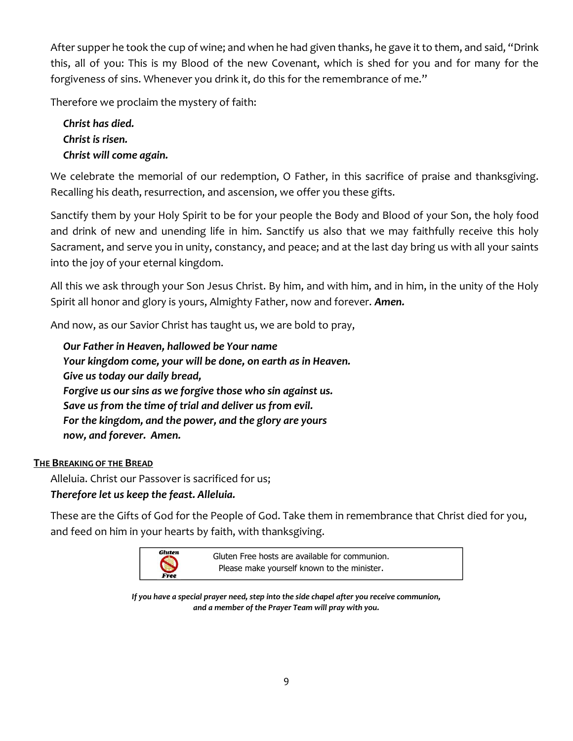After supper he took the cup of wine; and when he had given thanks, he gave it to them, and said, "Drink this, all of you: This is my Blood of the new Covenant, which is shed for you and for many for the forgiveness of sins. Whenever you drink it, do this for the remembrance of me."

Therefore we proclaim the mystery of faith:

***Christ has died.***
***Christ is risen.***
***Christ will come again.***

We celebrate the memorial of our redemption, O Father, in this sacrifice of praise and thanksgiving. Recalling his death, resurrection, and ascension, we offer you these gifts.

Sanctify them by your Holy Spirit to be for your people the Body and Blood of your Son, the holy food and drink of new and unending life in him. Sanctify us also that we may faithfully receive this holy Sacrament, and serve you in unity, constancy, and peace; and at the last day bring us with all your saints into the joy of your eternal kingdom.

All this we ask through your Son Jesus Christ. By him, and with him, and in him, in the unity of the Holy Spirit all honor and glory is yours, Almighty Father, now and forever. ***Amen.***

And now, as our Savior Christ has taught us, we are bold to pray,

***Our Father in Heaven, hallowed be Your name***
***Your kingdom come, your will be done, on earth as in Heaven.***
***Give us today our daily bread,***
***Forgive us our sins as we forgive those who sin against us.***
***Save us from the time of trial and deliver us from evil.***
***For the kingdom, and the power, and the glory are yours***
***now, and forever. Amen.***

**THE BREAKING OF THE BREAD**

Alleluia. Christ our Passover is sacrificed for us;
***Therefore let us keep the feast. Alleluia.***

These are the Gifts of God for the People of God. Take them in remembrance that Christ died for you, and feed on him in your hearts by faith, with thanksgiving.

Gluten Free

Gluten Free hosts are available for communion.
Please make yourself known to the minister.

***If you have a special prayer need, step into the side chapel after you receive communion, and a member of the Prayer Team will pray with you.***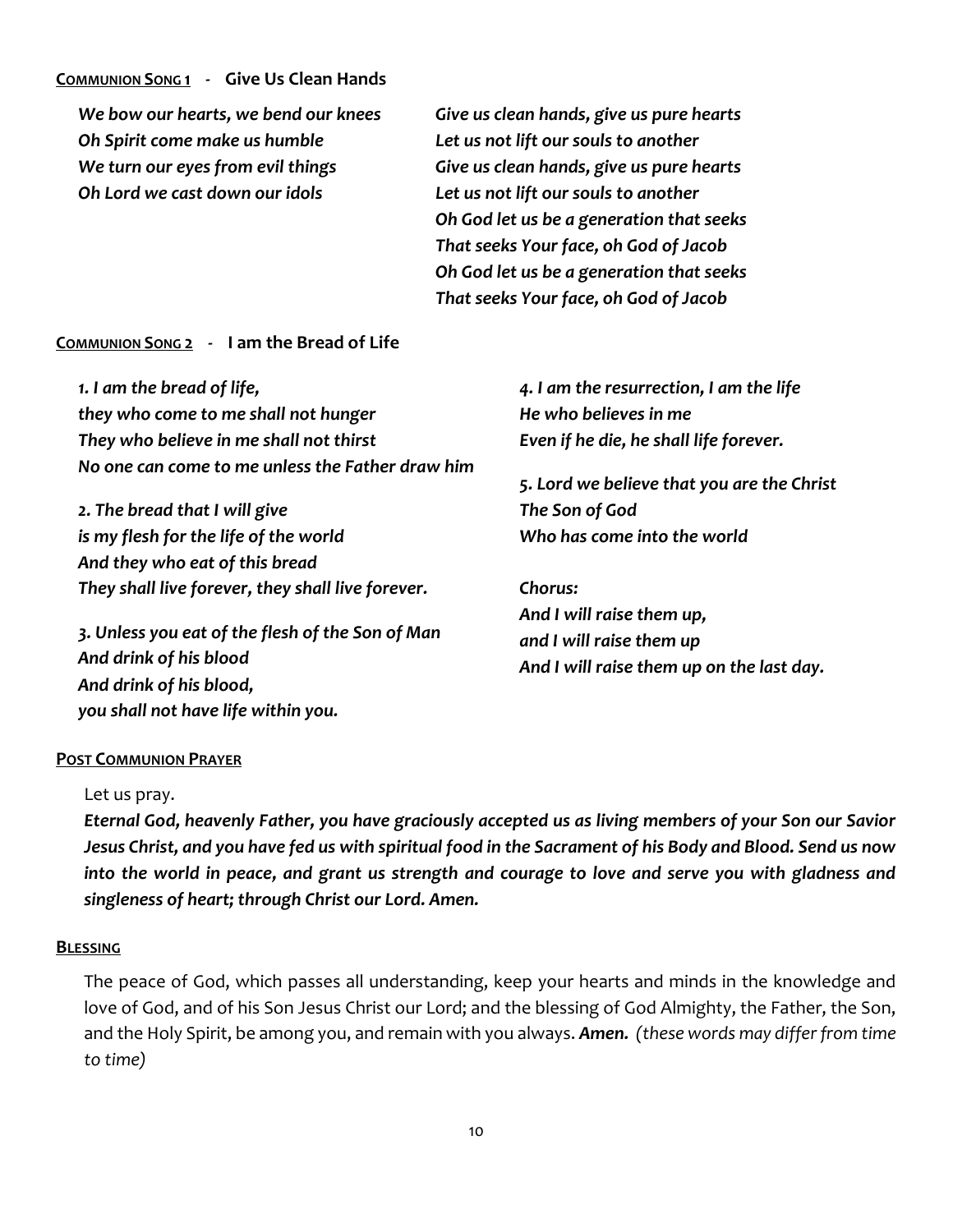## COMMUNION SONG 1 - Give Us Clean Hands

*We bow our hearts, we bend our knees*
*Oh Spirit come make us humble*
*We turn our eyes from evil things*
*Oh Lord we cast down our idols*

*Give us clean hands, give us pure hearts*
*Let us not lift our souls to another*
*Give us clean hands, give us pure hearts*
*Let us not lift our souls to another*
*Oh God let us be a generation that seeks*
*That seeks Your face, oh God of Jacob*
*Oh God let us be a generation that seeks*
*That seeks Your face, oh God of Jacob*

## COMMUNION SONG 2 - I am the Bread of Life

*1. I am the bread of life,*
*they who come to me shall not hunger*
*They who believe in me shall not thirst*
*No one can come to me unless the Father draw him*

*2. The bread that I will give*
*is my flesh for the life of the world*
*And they who eat of this bread*
*They shall live forever, they shall live forever.*

*3. Unless you eat of the flesh of the Son of Man*
*And drink of his blood*
*And drink of his blood,*
*you shall not have life within you.*

*4. I am the resurrection, I am the life*
*He who believes in me*
*Even if he die, he shall life forever.*

*5. Lord we believe that you are the Christ*
*The Son of God*
*Who has come into the world*

*Chorus:*
*And I will raise them up,*
*and I will raise them up*
*And I will raise them up on the last day.*

## POST COMMUNION PRAYER

Let us pray.

***Eternal God, heavenly Father, you have graciously accepted us as living members of your Son our Savior Jesus Christ, and you have fed us with spiritual food in the Sacrament of his Body and Blood. Send us now into the world in peace, and grant us strength and courage to love and serve you with gladness and singleness of heart; through Christ our Lord. Amen.***

## BLESSING

The peace of God, which passes all understanding, keep your hearts and minds in the knowledge and love of God, and of his Son Jesus Christ our Lord; and the blessing of God Almighty, the Father, the Son, and the Holy Spirit, be among you, and remain with you always. ***Amen.*** *(these words may differ from time to time)*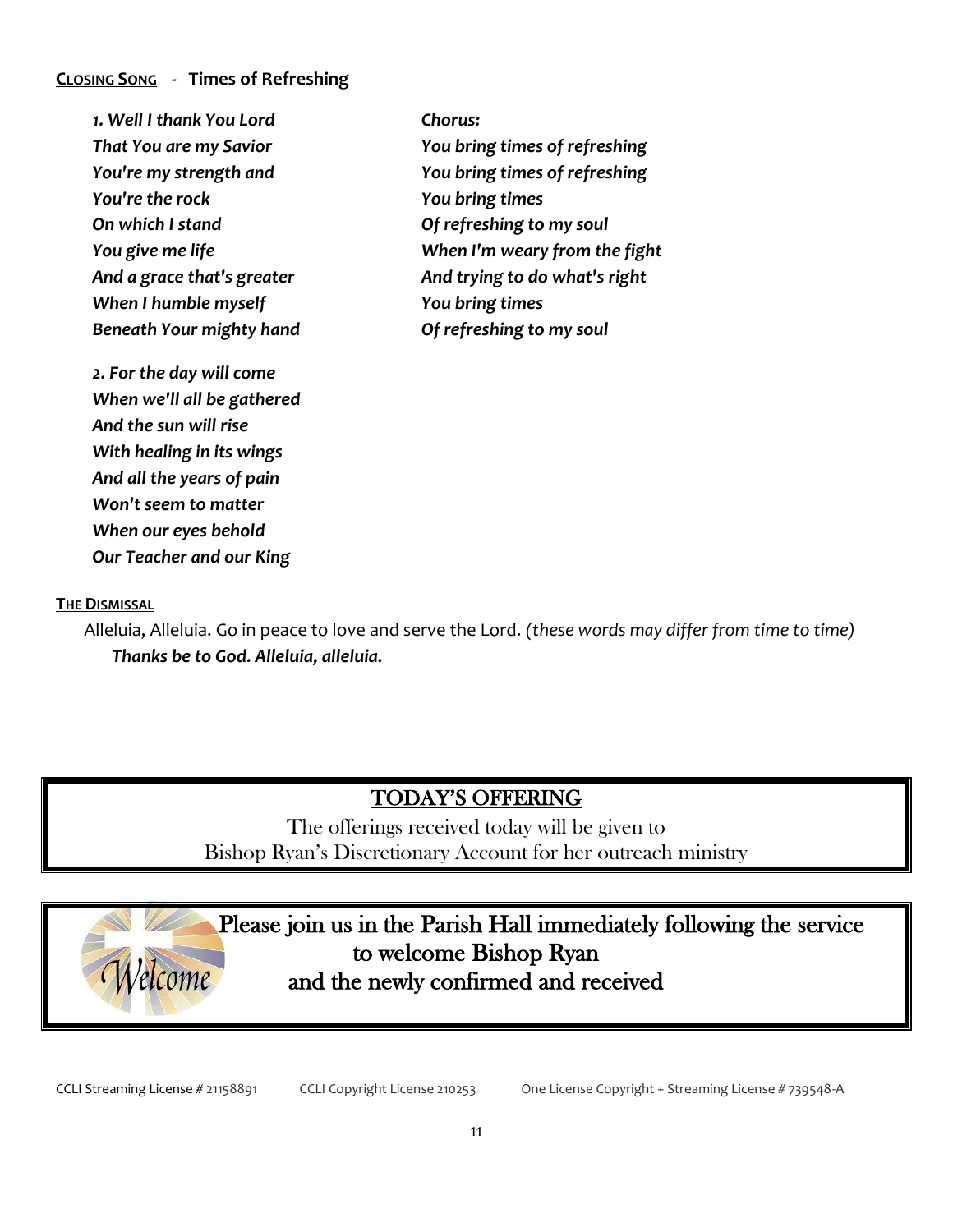**CLOSING SONG - Times of Refreshing**

*1. Well I thank You Lord*
*That You are my Savior*
*You're my strength and*
*You're the rock*
*On which I stand*
*You give me life*
*And a grace that's greater*
*When I humble myself*
*Beneath Your mighty hand*

*Chorus:*
*You bring times of refreshing*
*You bring times of refreshing*
*You bring times*
*Of refreshing to my soul*
*When I'm weary from the fight*
*And trying to do what's right*
*You bring times*
*Of refreshing to my soul*

*2. For the day will come*
*When we'll all be gathered*
*And the sun will rise*
*With healing in its wings*
*And all the years of pain*
*Won't seem to matter*
*When our eyes behold*
*Our Teacher and our King*

**THE DISMISSAL**

Alleluia, Alleluia. Go in peace to love and serve the Lord. *(these words may differ from time to time)*
***Thanks be to God. Alleluia, alleluia.***

## TODAY'S OFFERING

The offerings received today will be given to
Bishop Ryan's Discretionary Account for her outreach ministry

Welcome

Please join us in the Parish Hall immediately following the service
to welcome Bishop Ryan
and the newly confirmed and received

CCLI Streaming License # 21158891 CCLI Copyright License 210253 One License Copyright + Streaming License # 739548-A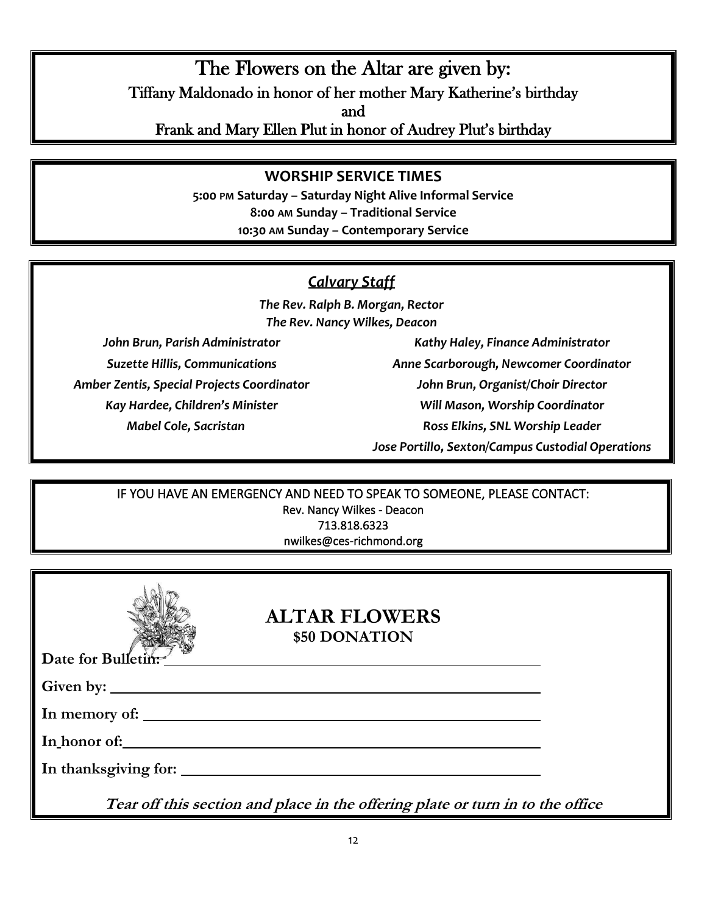# The Flowers on the Altar are given by:

Tiffany Maldonado in honor of her mother Mary Katherine's birthday

and

Frank and Mary Ellen Plut in honor of Audrey Plut's birthday

## WORSHIP SERVICE TIMES

**5:00 PM Saturday – Saturday Night Alive Informal Service**

**8:00 AM Sunday – Traditional Service**

**10:30 AM Sunday – Contemporary Service**

## ***Calvary Staff***

***The Rev. Ralph B. Morgan, Rector***

***The Rev. Nancy Wilkes, Deacon***

*John Brun, Parish Administrator*

*Suzette Hillis, Communications*

*Amber Zentis, Special Projects Coordinator*

*Kay Hardee, Children's Minister*

*Mabel Cole, Sacristan*

*Kathy Haley, Finance Administrator*

*Anne Scarborough, Newcomer Coordinator*

*John Brun, Organist/Choir Director*

*Will Mason, Worship Coordinator*

*Ross Elkins, SNL Worship Leader*

*Jose Portillo, Sexton/Campus Custodial Operations*

IF YOU HAVE AN EMERGENCY AND NEED TO SPEAK TO SOMEONE, PLEASE CONTACT:

Rev. Nancy Wilkes - Deacon

713.818.6323

nwilkes@ces-richmond.org

## ALTAR FLOWERS

**$50 DONATION**

**Date for Bulletin:** ______________________________

**Given by:** ______________________________

**In memory of:** ______________________________

**In honor of:** ______________________________

**In thanksgiving for:** ______________________________

***Tear off this section and place in the offering plate or turn in to the office***